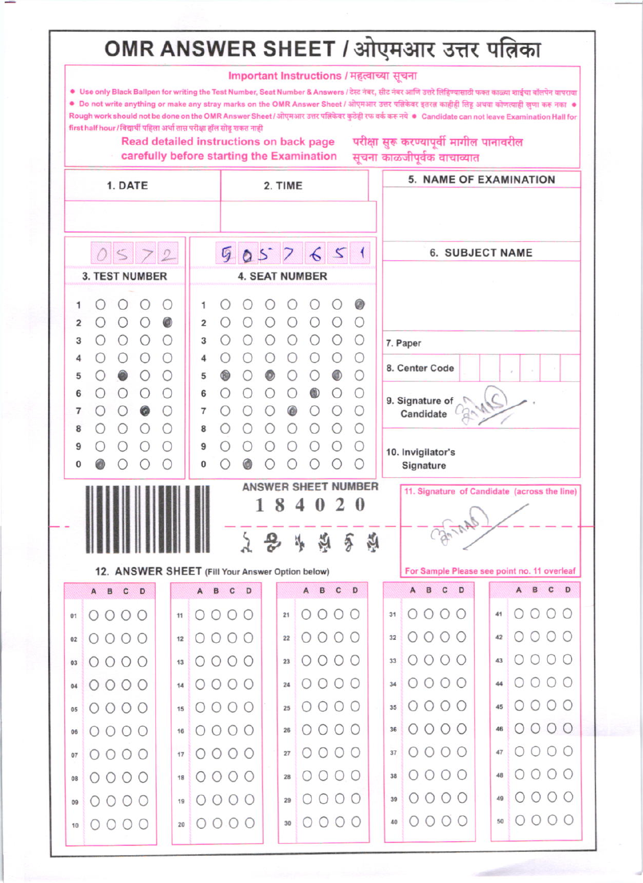# OMR ANSWER SHEET / ओएमआर उत्तर पत्रिका

## Important Instructions / महत्वाच्या सूचना

- Use only Black Ballpen for writing the Test Number, Seat Number & Answers / टेस्ट नंबर, सीट नंबर आणि उत्तरे लिहिण्यासाठी फक्त काळ्या शाईचा बॉलपेन वापरावा
- Do not write anything or make any stray marks on the OMR Answer Sheet / ओएमआर उत्तर पत्रिकेवर इतरत्र काहीही लिहू अथवा कोणत्याही खुणा करू नका
- Rough work should not be done on the OMR Answer Sheet / ओएमआर उत्तर पत्रिकेवर कुठेही रफ वर्क करू नये
- Candidate can not leave Examination Hall for first half hour / विद्यार्थी पहिला अर्धा तास परीक्षा हॉल सोडू शकत नाही

Read detailed instructions on back page carefully before starting the Examination

परीक्षा सुरु करण्यापूर्वी मागील पानावरील सूचना काळजीपूर्वक वाचाव्यात

| 1. DATE | 2. TIME |
|---|---|
| | |

**5. NAME OF EXAMINATION**

**6. SUBJECT NAME**

**3. TEST NUMBER:** 0572

**4. SEAT NUMBER:** 5057651

7. Paper

8. Center Code

9. Signature of Candidate

10. Invigilator's Signature

**ANSWER SHEET NUMBER**

1 8 4 0 2 0

**11. Signature of Candidate (across the line)**

For Sample Please see point no. 11 overleaf

## 12. ANSWER SHEET (Fill Your Answer Option below)

| Q | A | B | C | D |
|---|---|---|---|---|
| 01–50 | | | | |

(No answers marked for questions 01–50.)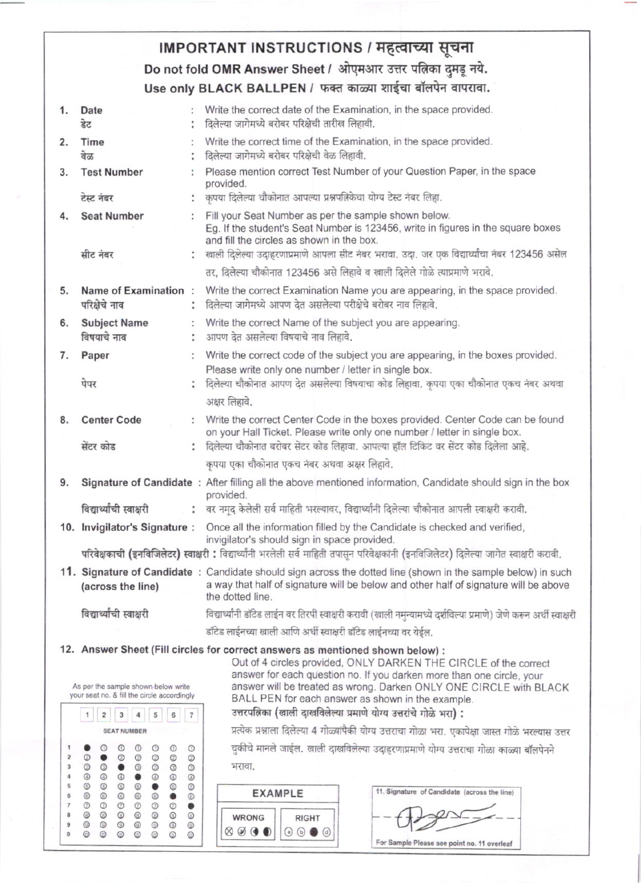# IMPORTANT INSTRUCTIONS / महत्वाच्या सूचना

**Do not fold OMR Answer Sheet / ओएमआर उत्तर पत्रिका दुमडू नये.**

**Use only BLACK BALLPEN / फक्त काळ्या शाईचा बॉलपेन वापरावा.**

1. **Date** : Write the correct date of the Examination, in the space provided.
   **डेट** : दिलेल्या जागेमध्ये बरोबर परिक्षेची तारीख लिहावी.

2. **Time** : Write the correct time of the Examination, in the space provided.
   **वेळ** : दिलेल्या जागेमध्ये बरोबर परिक्षेची वेळ लिहावी.

3. **Test Number** : Please mention correct Test Number of your Question Paper, in the space provided.
   **टेस्ट नंबर** : कृपया दिलेल्या चौकोनात आपल्या प्रश्नपत्रिकेचा योग्य टेस्ट नंबर लिहा.

4. **Seat Number** : Fill your Seat Number as per the sample shown below.
   Eg. If the student's Seat Number is 123456, write in figures in the square boxes and fill the circles as shown in the box.
   **सीट नंबर** : खाली दिलेल्या उदाहरणाप्रमाणे आपला सीट नंबर भरावा. उदा. जर एक विद्यार्थ्यांचा नंबर 123456 असेल तर, दिलेल्या चौकोनात 123456 असे लिहावे व खाली दिलेले गोळे त्याप्रमाणे भरावे.

5. **Name of Examination** : Write the correct Examination Name you are appearing, in the space provided.
   **परिक्षेचे नाव** : दिलेल्या जागेमध्ये आपण देत असलेल्या परीक्षेचे बरोबर नाव लिहावे.

6. **Subject Name** : Write the correct Name of the subject you are appearing.
   **विषयाचे नाव** : आपण देत असलेल्या विषयाचे नाव लिहावे.

7. **Paper** : Write the correct code of the subject you are appearing, in the boxes provided. Please write only one number / letter in single box.
   **पेपर** : दिलेल्या चौकोनात आपण देत असलेल्या विषयाचा कोड लिहावा. कृपया एका चौकोनात एकच नंबर अथवा अक्षर लिहावे.

8. **Center Code** : Write the correct Center Code in the boxes provided. Center Code can be found on your Hall Ticket. Please write only one number / letter in single box.
   **सेंटर कोड** : दिलेल्या चौकोनात बरोबर सेंटर कोड लिहावा. आपल्या हॉल टिकिट वर सेंटर कोड दिलेला आहे. कृपया एका चौकोनात एकच नंबर अथवा अक्षर लिहावे.

9. **Signature of Candidate** : After filling all the above mentioned information, Candidate should sign in the box provided.
   **विद्यार्थ्यांची स्वाक्षरी** : वर नमूद केलेली सर्व माहिती भरल्यावर, विद्यार्थ्यांनी दिलेल्या चौकोनात आपली स्वाक्षरी करावी.

10. **Invigilator's Signature** : Once all the information filled by the Candidate is checked and verified, invigilator's should sign in space provided.
    **परिवेक्षकाची (इनविजिलेटर) स्वाक्षरी :** विद्यार्थ्यांनी भरलेली सर्व माहिती तपासुन परिवेक्षकांनी (इनविजिलेटर) दिलेल्या जागेत स्वाक्षरी करावी.

11. **Signature of Candidate (across the line)** : Candidate should sign across the dotted line (shown in the sample below) in such a way that half of signature will be below and other half of signature will be above the dotted line.
    **विद्यार्थ्यांची स्वाक्षरी** विद्यार्थ्यांनी डॉटेड लाईन वर तिरपी स्वाक्षरी करावी (खाली नमुन्यामध्ये दर्शविल्या प्रमाणे) जेणे करुन अर्धी स्वाक्षरी डॉटेड लाईनच्या खाली आणि अर्धी स्वाक्षरी डॉटेड लाईनच्या वर येईल.

12. **Answer Sheet (Fill circles for correct answers as mentioned shown below) :**
    Out of 4 circles provided, ONLY DARKEN THE CIRCLE of the correct answer for each question no. If you darken more than one circle, your answer will be treated as wrong. Darken ONLY ONE CIRCLE with BLACK BALL PEN for each answer as shown in the example.
    **उत्तरपत्रिका (खाली दाखविलेल्या प्रमाणे योग्य उत्तरांचे गोळे भरा) :**
    प्रत्येक प्रश्नाला दिलेल्या 4 गोळ्यांपैकी योग्य उत्तराचा गोळा भरा. एकापेक्षा जास्त गोळे भरल्यास उत्तर चुकीचे मानले जाईल. खाली दाखविलेल्या उदाहरणाप्रमाणे योग्य उत्तराचा गोळा काळ्या बॉलपेनने भरावा.

As per the sample shown below write your seat no. & fill the circle accordingly

1 2 3 4 5 6 7

SEAT NUMBER

EXAMPLE

WRONG | RIGHT

11. Signature of Candidate (across the line)

For Sample Please see point no. 11 overleaf